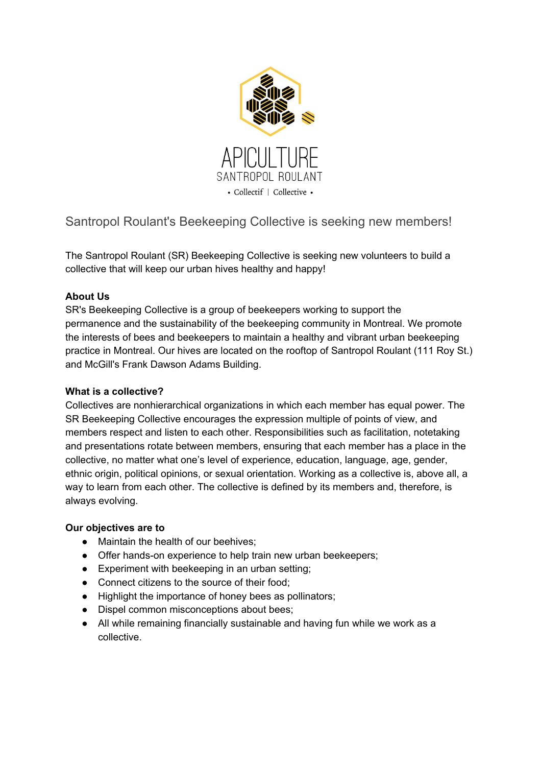APICULTURE
SANTROPOL ROULANT
• Collectif | Collective •

# Santropol Roulant's Beekeeping Collective is seeking new members!

The Santropol Roulant (SR) Beekeeping Collective is seeking new volunteers to build a collective that will keep our urban hives healthy and happy!

**About Us**

SR's Beekeeping Collective is a group of beekeepers working to support the permanence and the sustainability of the beekeeping community in Montreal. We promote the interests of bees and beekeepers to maintain a healthy and vibrant urban beekeeping practice in Montreal. Our hives are located on the rooftop of Santropol Roulant (111 Roy St.) and McGill's Frank Dawson Adams Building.

**What is a collective?**

Collectives are nonhierarchical organizations in which each member has equal power. The SR Beekeeping Collective encourages the expression multiple of points of view, and members respect and listen to each other. Responsibilities such as facilitation, notetaking and presentations rotate between members, ensuring that each member has a place in the collective, no matter what one's level of experience, education, language, age, gender, ethnic origin, political opinions, or sexual orientation. Working as a collective is, above all, a way to learn from each other. The collective is defined by its members and, therefore, is always evolving.

**Our objectives are to**

- Maintain the health of our beehives;
- Offer hands-on experience to help train new urban beekeepers;
- Experiment with beekeeping in an urban setting;
- Connect citizens to the source of their food;
- Highlight the importance of honey bees as pollinators;
- Dispel common misconceptions about bees;
- All while remaining financially sustainable and having fun while we work as a collective.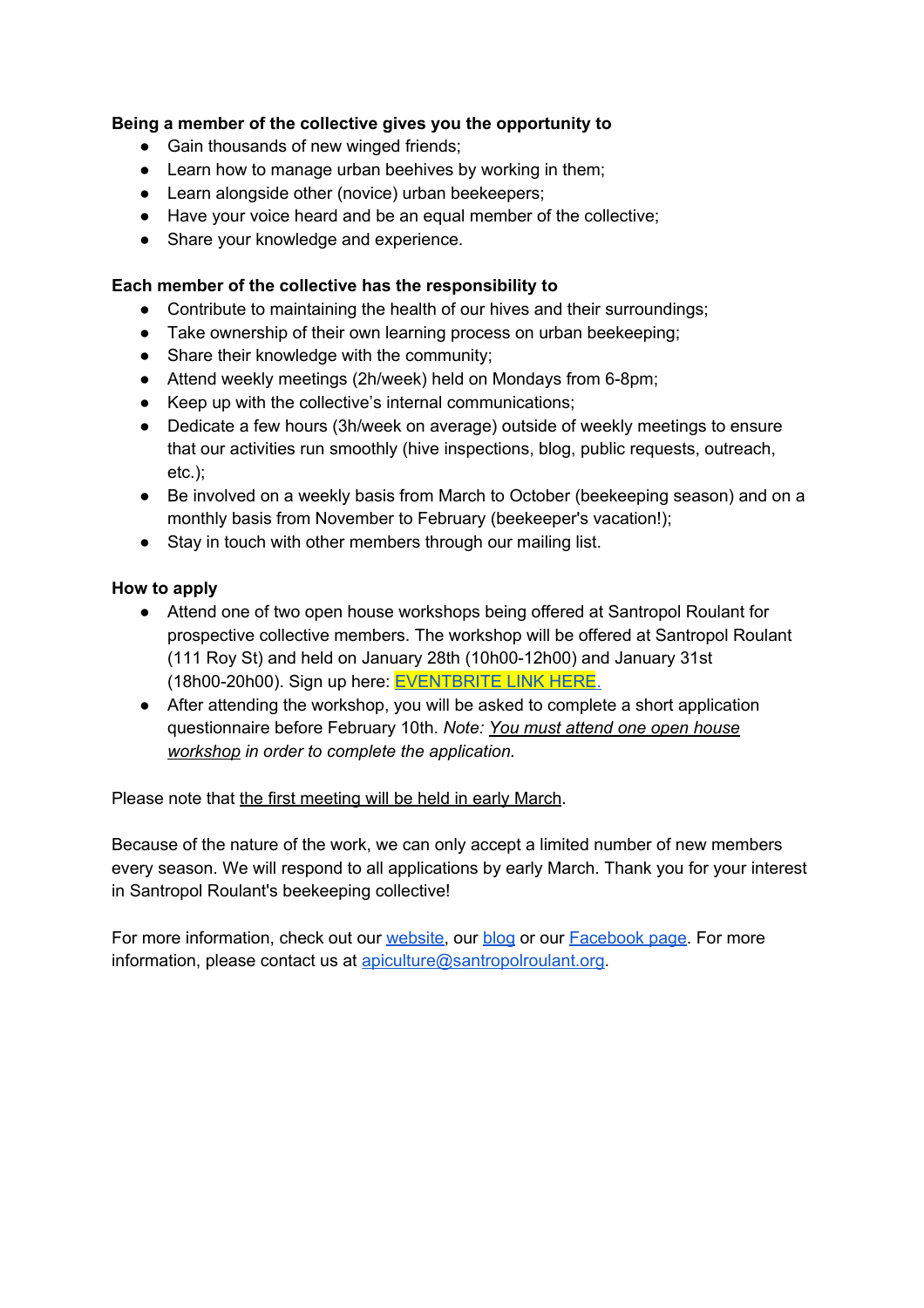**Being a member of the collective gives you the opportunity to**

- Gain thousands of new winged friends;
- Learn how to manage urban beehives by working in them;
- Learn alongside other (novice) urban beekeepers;
- Have your voice heard and be an equal member of the collective;
- Share your knowledge and experience.

**Each member of the collective has the responsibility to**

- Contribute to maintaining the health of our hives and their surroundings;
- Take ownership of their own learning process on urban beekeeping;
- Share their knowledge with the community;
- Attend weekly meetings (2h/week) held on Mondays from 6-8pm;
- Keep up with the collective's internal communications;
- Dedicate a few hours (3h/week on average) outside of weekly meetings to ensure that our activities run smoothly (hive inspections, blog, public requests, outreach, etc.);
- Be involved on a weekly basis from March to October (beekeeping season) and on a monthly basis from November to February (beekeeper's vacation!);
- Stay in touch with other members through our mailing list.

**How to apply**

- Attend one of two open house workshops being offered at Santropol Roulant for prospective collective members. The workshop will be offered at Santropol Roulant (111 Roy St) and held on January 28th (10h00-12h00) and January 31st (18h00-20h00). Sign up here: EVENTBRITE LINK HERE.
- After attending the workshop, you will be asked to complete a short application questionnaire before February 10th. *Note: You must attend one open house workshop in order to complete the application.*

Please note that the first meeting will be held in early March.

Because of the nature of the work, we can only accept a limited number of new members every season. We will respond to all applications by early March. Thank you for your interest in Santropol Roulant's beekeeping collective!

For more information, check out our website, our blog or our Facebook page. For more information, please contact us at apiculture@santropolroulant.org.